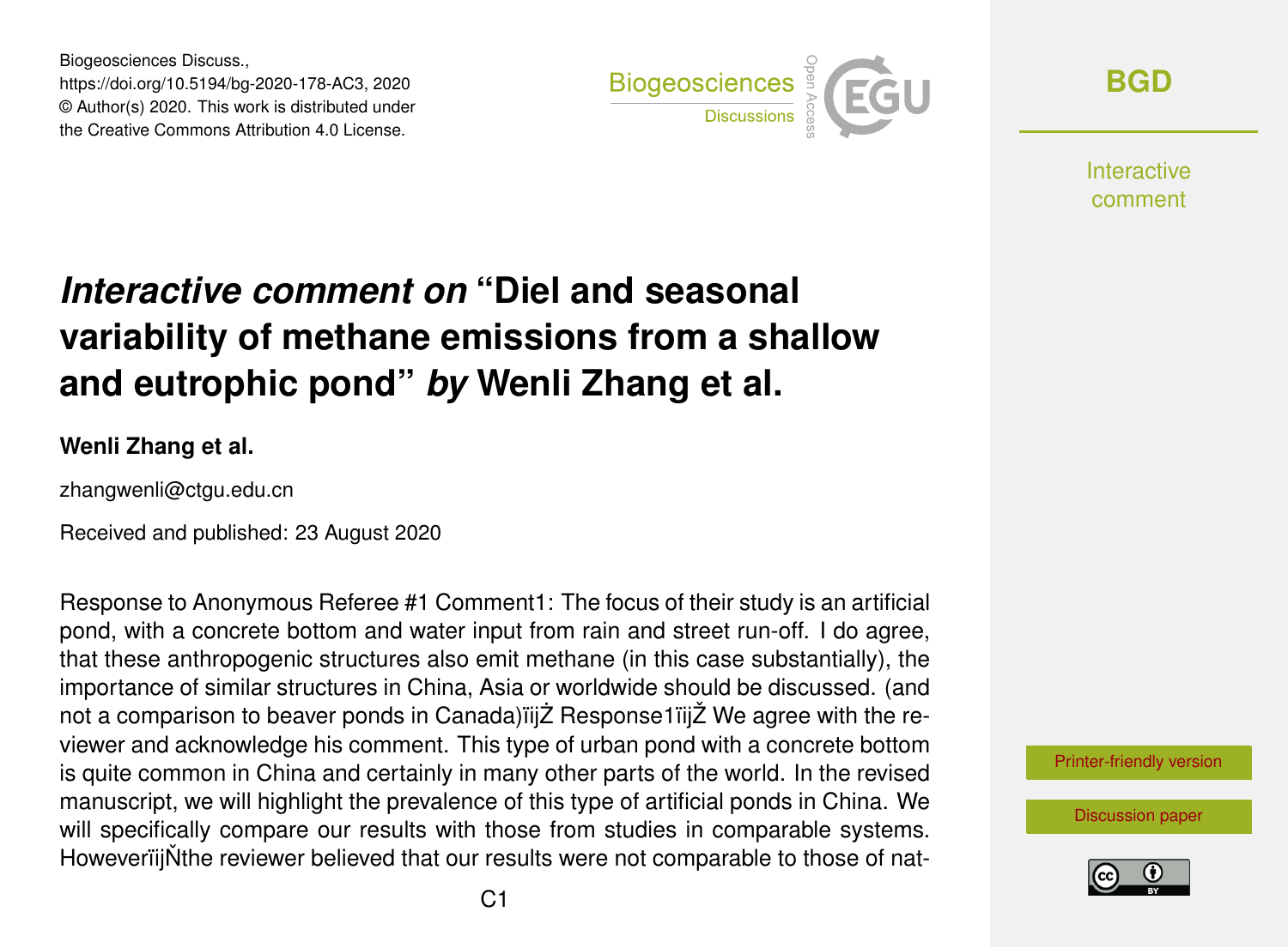Biogeosciences Discuss.,
https://doi.org/10.5194/bg-2020-178-AC3, 2020
© Author(s) 2020. This work is distributed under
the Creative Commons Attribution 4.0 License.

# *Interactive comment on* "Diel and seasonal variability of methane emissions from a shallow and eutrophic pond" *by* Wenli Zhang et al.

**Wenli Zhang et al.**

zhangwenli@ctgu.edu.cn

Received and published: 23 August 2020

Response to Anonymous Referee #1 Comment1: The focus of their study is an artificial pond, with a concrete bottom and water input from rain and street run-off. I do agree, that these anthropogenic structures also emit methane (in this case substantially), the importance of similar structures in China, Asia or worldwide should be discussed. (and not a comparison to beaver ponds in Canada)ïijŽ Response1ïijŽ We agree with the reviewer and acknowledge his comment. This type of urban pond with a concrete bottom is quite common in China and certainly in many other parts of the world. In the revised manuscript, we will highlight the prevalence of this type of artificial ponds in China. We will specifically compare our results with those from studies in comparable systems. HoweverïijŇthe reviewer believed that our results were not comparable to those of nat-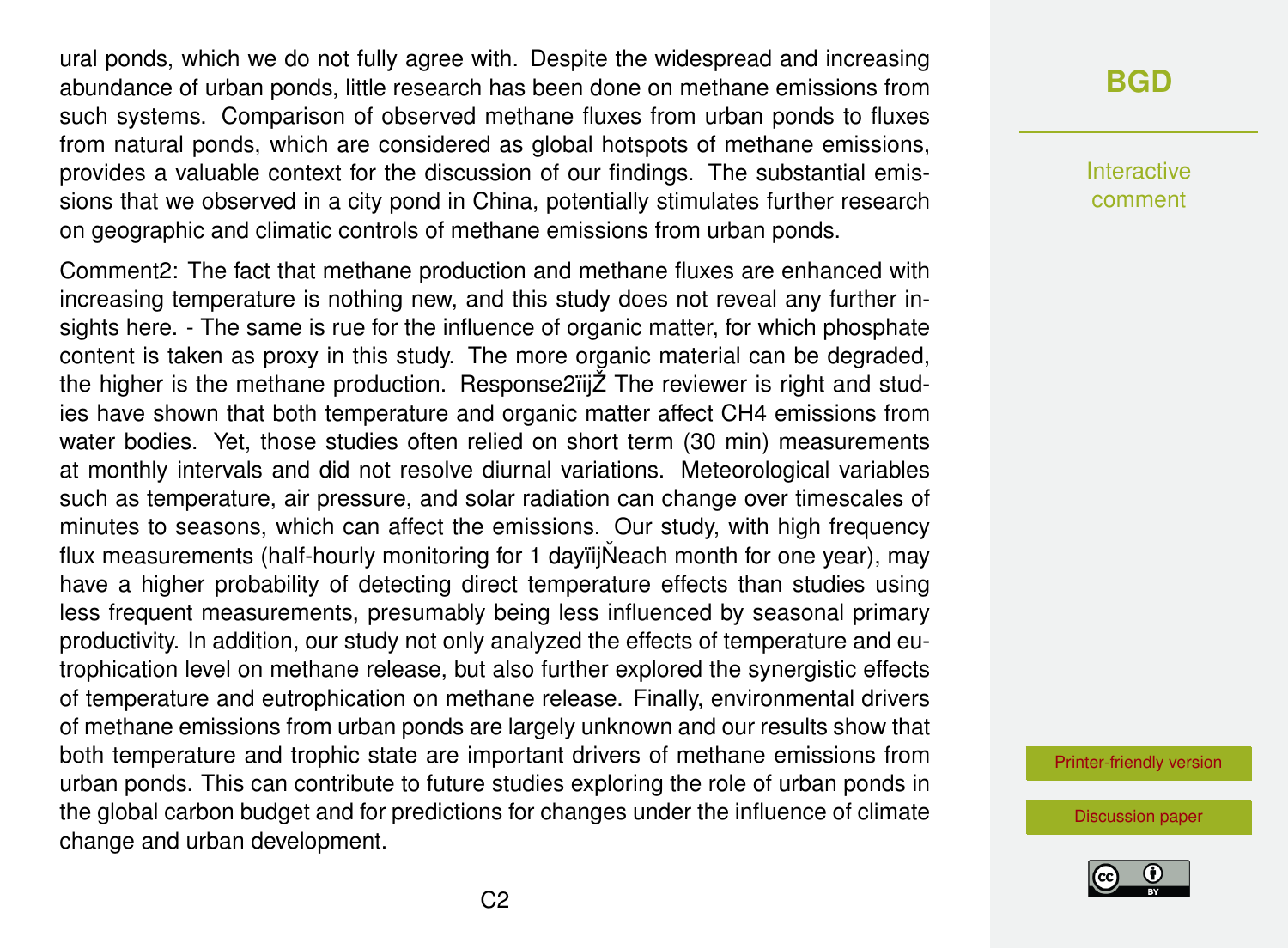ural ponds, which we do not fully agree with. Despite the widespread and increasing abundance of urban ponds, little research has been done on methane emissions from such systems. Comparison of observed methane fluxes from urban ponds to fluxes from natural ponds, which are considered as global hotspots of methane emissions, provides a valuable context for the discussion of our findings. The substantial emissions that we observed in a city pond in China, potentially stimulates further research on geographic and climatic controls of methane emissions from urban ponds.

Comment2: The fact that methane production and methane fluxes are enhanced with increasing temperature is nothing new, and this study does not reveal any further insights here. - The same is rue for the influence of organic matter, for which phosphate content is taken as proxy in this study. The more organic material can be degraded, the higher is the methane production. Response2ïijŽ The reviewer is right and studies have shown that both temperature and organic matter affect $CH_4$ emissions from water bodies. Yet, those studies often relied on short term (30 min) measurements at monthly intervals and did not resolve diurnal variations. Meteorological variables such as temperature, air pressure, and solar radiation can change over timescales of minutes to seasons, which can affect the emissions. Our study, with high frequency flux measurements (half-hourly monitoring for 1 dayïijŇeach month for one year), may have a higher probability of detecting direct temperature effects than studies using less frequent measurements, presumably being less influenced by seasonal primary productivity. In addition, our study not only analyzed the effects of temperature and eutrophication level on methane release, but also further explored the synergistic effects of temperature and eutrophication on methane release. Finally, environmental drivers of methane emissions from urban ponds are largely unknown and our results show that both temperature and trophic state are important drivers of methane emissions from urban ponds. This can contribute to future studies exploring the role of urban ponds in the global carbon budget and for predictions for changes under the influence of climate change and urban development.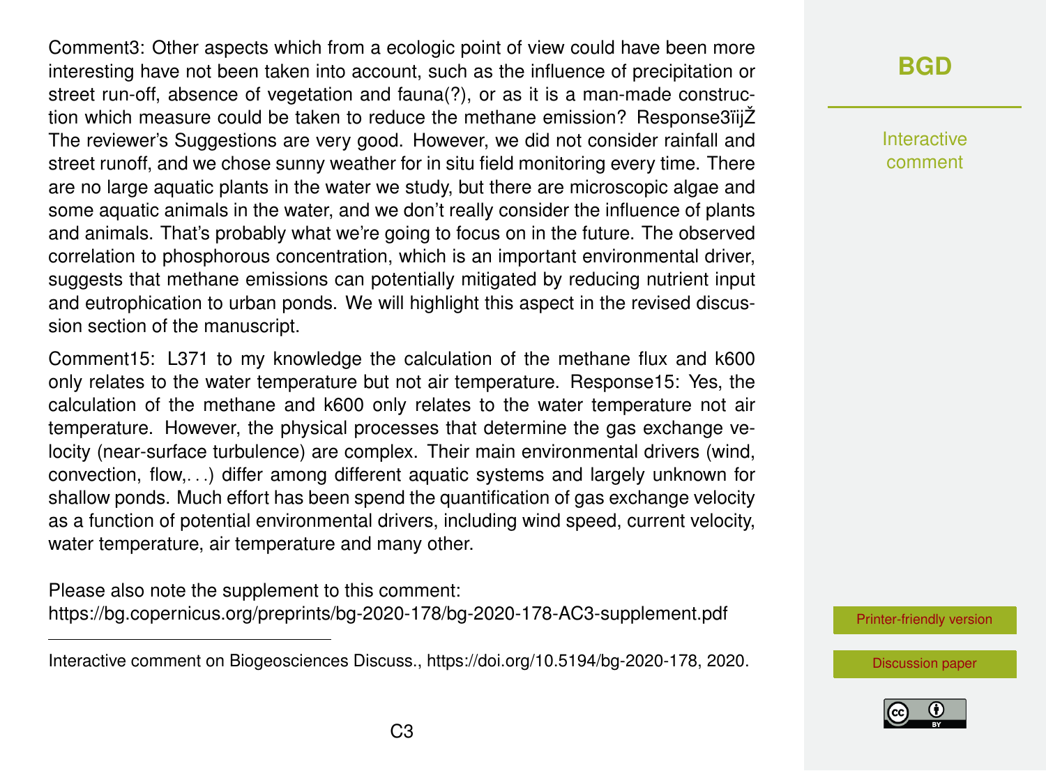Comment3: Other aspects which from a ecologic point of view could have been more interesting have not been taken into account, such as the influence of precipitation or street run-off, absence of vegetation and fauna(?), or as it is a man-made construction which measure could be taken to reduce the methane emission? Response3ïijŽ The reviewer's Suggestions are very good. However, we did not consider rainfall and street runoff, and we chose sunny weather for in situ field monitoring every time. There are no large aquatic plants in the water we study, but there are microscopic algae and some aquatic animals in the water, and we don't really consider the influence of plants and animals. That's probably what we're going to focus on in the future. The observed correlation to phosphorous concentration, which is an important environmental driver, suggests that methane emissions can potentially mitigated by reducing nutrient input and eutrophication to urban ponds. We will highlight this aspect in the revised discussion section of the manuscript.

Comment15: L371 to my knowledge the calculation of the methane flux and k600 only relates to the water temperature but not air temperature. Response15: Yes, the calculation of the methane and k600 only relates to the water temperature not air temperature. However, the physical processes that determine the gas exchange velocity (near-surface turbulence) are complex. Their main environmental drivers (wind, convection, flow,. . .) differ among different aquatic systems and largely unknown for shallow ponds. Much effort has been spend the quantification of gas exchange velocity as a function of potential environmental drivers, including wind speed, current velocity, water temperature, air temperature and many other.

Please also note the supplement to this comment:
https://bg.copernicus.org/preprints/bg-2020-178/bg-2020-178-AC3-supplement.pdf

Interactive comment on Biogeosciences Discuss., https://doi.org/10.5194/bg-2020-178, 2020.